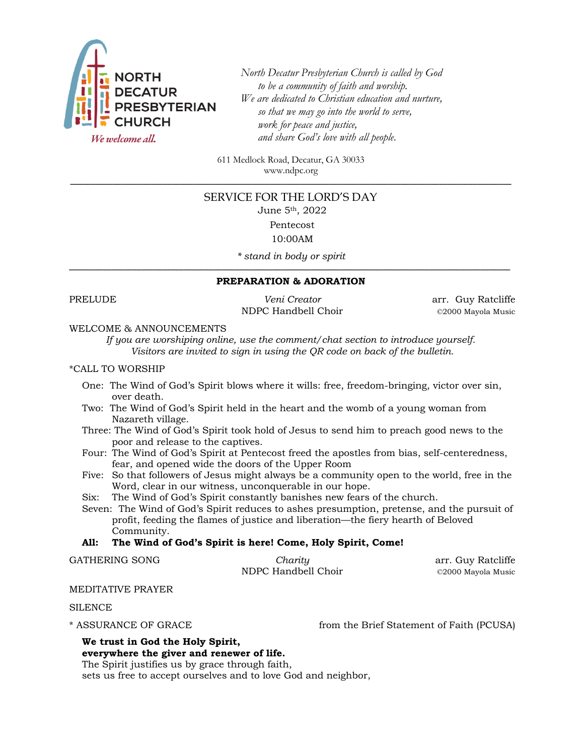NORTH DECATUR PRESBYTERIAN CHURCH

*We welcome all.*

*North Decatur Presbyterian Church is called by God*
*to be a community of faith and worship.*
*We are dedicated to Christian education and nurture,*
*so that we may go into the world to serve,*
*work for peace and justice,*
*and share God's love with all people.*

611 Medlock Road, Decatur, GA 30033
www.ndpc.org

---

# SERVICE FOR THE LORD'S DAY

June 5th, 2022

Pentecost

10:00AM

*\* stand in body or spirit*

---

## PREPARATION & ADORATION

PRELUDE — *Veni Creator* — NDPC Handbell Choir — arr. Guy Ratcliffe ©2000 Mayola Music

WELCOME & ANNOUNCEMENTS

*If you are worshiping online, use the comment/chat section to introduce yourself.*
*Visitors are invited to sign in using the QR code on back of the bulletin.*

\*CALL TO WORSHIP

One: The Wind of God's Spirit blows where it wills: free, freedom-bringing, victor over sin, over death.

Two: The Wind of God's Spirit held in the heart and the womb of a young woman from Nazareth village.

Three: The Wind of God's Spirit took hold of Jesus to send him to preach good news to the poor and release to the captives.

Four: The Wind of God's Spirit at Pentecost freed the apostles from bias, self-centeredness, fear, and opened wide the doors of the Upper Room

Five: So that followers of Jesus might always be a community open to the world, free in the Word, clear in our witness, unconquerable in our hope.

Six: The Wind of God's Spirit constantly banishes new fears of the church.

Seven: The Wind of God's Spirit reduces to ashes presumption, pretense, and the pursuit of profit, feeding the flames of justice and liberation—the fiery hearth of Beloved Community.

**All: The Wind of God's Spirit is here! Come, Holy Spirit, Come!**

GATHERING SONG — *Charity* — NDPC Handbell Choir — arr. Guy Ratcliffe ©2000 Mayola Music

MEDITATIVE PRAYER

SILENCE

\* ASSURANCE OF GRACE — from the Brief Statement of Faith (PCUSA)

**We trust in God the Holy Spirit,**
**everywhere the giver and renewer of life.**
The Spirit justifies us by grace through faith,
sets us free to accept ourselves and to love God and neighbor,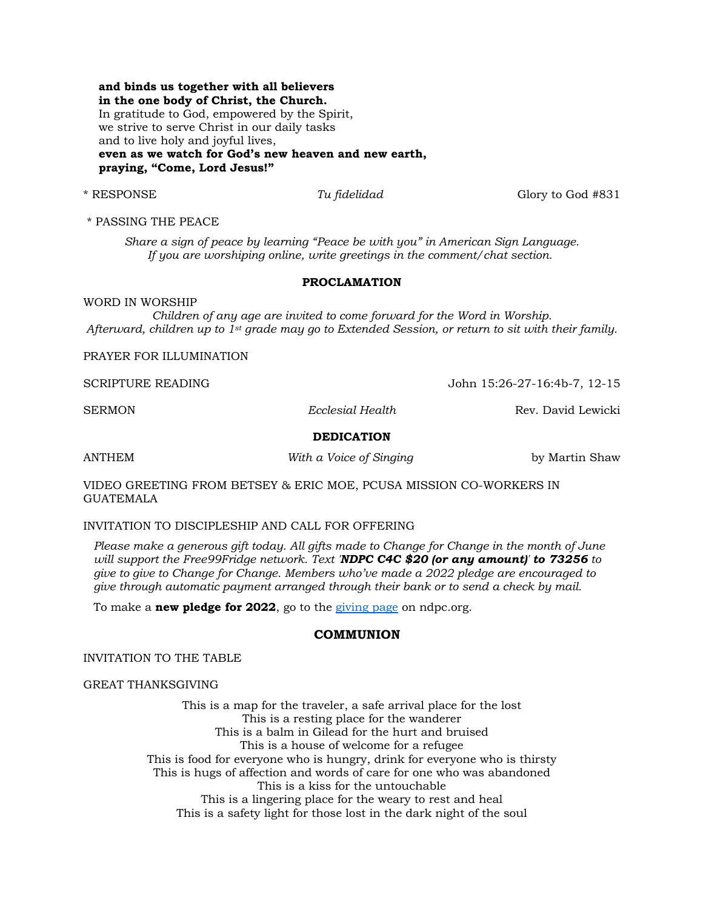**and binds us together with all believers**
**in the one body of Christ, the Church.**
In gratitude to God, empowered by the Spirit,
we strive to serve Christ in our daily tasks
and to live holy and joyful lives,
**even as we watch for God's new heaven and new earth,**
**praying, "Come, Lord Jesus!"**

\* RESPONSE *Tu fidelidad* Glory to God #831

\* PASSING THE PEACE

*Share a sign of peace by learning "Peace be with you" in American Sign Language.*
*If you are worshiping online, write greetings in the comment/chat section.*

## PROCLAMATION

WORD IN WORSHIP

*Children of any age are invited to come forward for the Word in Worship.*
*Afterward, children up to 1st grade may go to Extended Session, or return to sit with their family.*

PRAYER FOR ILLUMINATION

SCRIPTURE READING John 15:26-27-16:4b-7, 12-15

SERMON *Ecclesial Health* Rev. David Lewicki

## DEDICATION

ANTHEM *With a Voice of Singing* by Martin Shaw

VIDEO GREETING FROM BETSEY & ERIC MOE, PCUSA MISSION CO-WORKERS IN GUATEMALA

INVITATION TO DISCIPLESHIP AND CALL FOR OFFERING

*Please make a generous gift today. All gifts made to Change for Change in the month of June will support the Free99Fridge network. Text '**NDPC C4C $20 (or any amount)**' **to 73256** to give to give to Change for Change. Members who've made a 2022 pledge are encouraged to give through automatic payment arranged through their bank or to send a check by mail.*

To make a **new pledge for 2022**, go to the giving page on ndpc.org.

## COMMUNION

INVITATION TO THE TABLE

GREAT THANKSGIVING

This is a map for the traveler, a safe arrival place for the lost
This is a resting place for the wanderer
This is a balm in Gilead for the hurt and bruised
This is a house of welcome for a refugee
This is food for everyone who is hungry, drink for everyone who is thirsty
This is hugs of affection and words of care for one who was abandoned
This is a kiss for the untouchable
This is a lingering place for the weary to rest and heal
This is a safety light for those lost in the dark night of the soul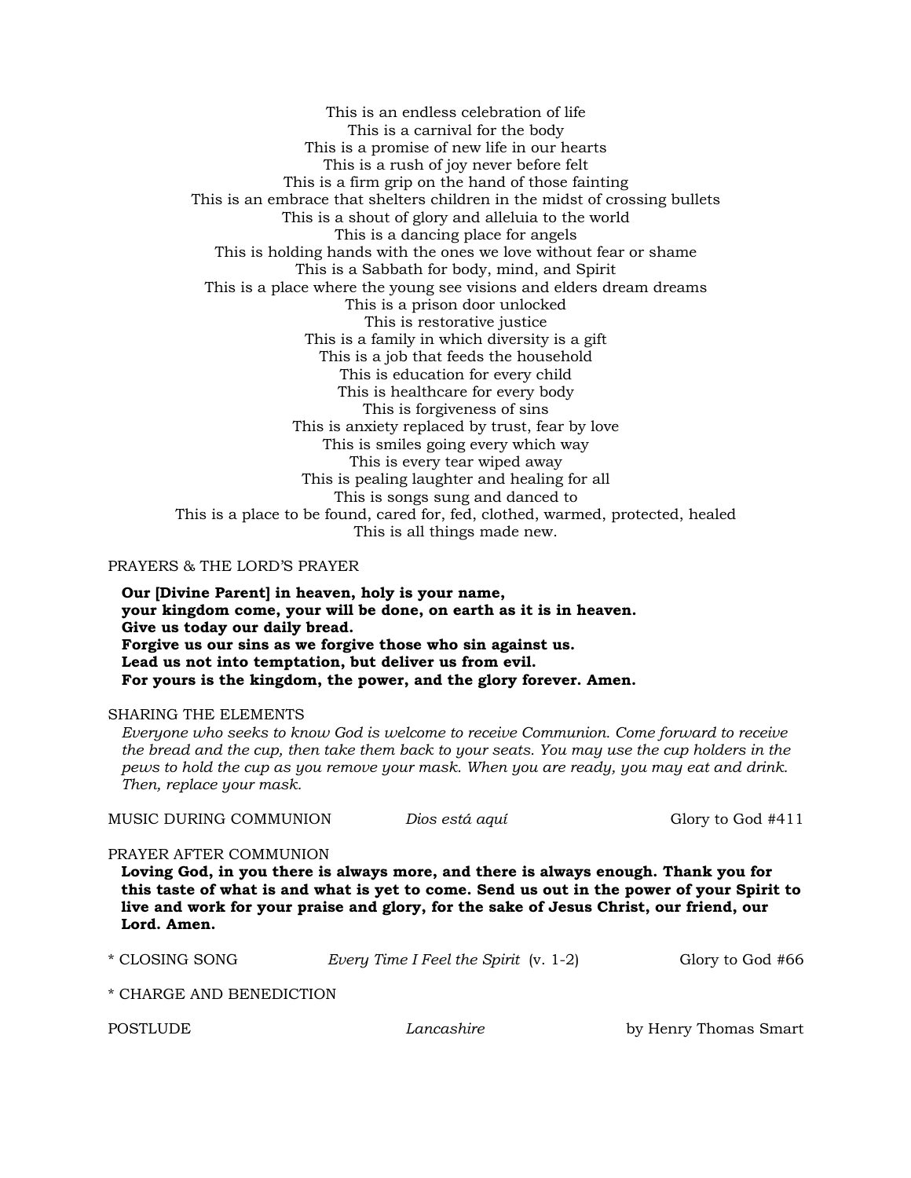This is an endless celebration of life
This is a carnival for the body
This is a promise of new life in our hearts
This is a rush of joy never before felt
This is a firm grip on the hand of those fainting
This is an embrace that shelters children in the midst of crossing bullets
This is a shout of glory and alleluia to the world
This is a dancing place for angels
This is holding hands with the ones we love without fear or shame
This is a Sabbath for body, mind, and Spirit
This is a place where the young see visions and elders dream dreams
This is a prison door unlocked
This is restorative justice
This is a family in which diversity is a gift
This is a job that feeds the household
This is education for every child
This is healthcare for every body
This is forgiveness of sins
This is anxiety replaced by trust, fear by love
This is smiles going every which way
This is every tear wiped away
This is pealing laughter and healing for all
This is songs sung and danced to
This is a place to be found, cared for, fed, clothed, warmed, protected, healed
This is all things made new.

PRAYERS & THE LORD'S PRAYER

**Our [Divine Parent] in heaven, holy is your name,**
**your kingdom come, your will be done, on earth as it is in heaven.**
**Give us today our daily bread.**
**Forgive us our sins as we forgive those who sin against us.**
**Lead us not into temptation, but deliver us from evil.**
**For yours is the kingdom, the power, and the glory forever. Amen.**

SHARING THE ELEMENTS

*Everyone who seeks to know God is welcome to receive Communion. Come forward to receive the bread and the cup, then take them back to your seats. You may use the cup holders in the pews to hold the cup as you remove your mask. When you are ready, you may eat and drink. Then, replace your mask.*

MUSIC DURING COMMUNION — *Dios está aquí* — Glory to God #411

PRAYER AFTER COMMUNION

**Loving God, in you there is always more, and there is always enough. Thank you for this taste of what is and what is yet to come. Send us out in the power of your Spirit to live and work for your praise and glory, for the sake of Jesus Christ, our friend, our Lord. Amen.**

\* CLOSING SONG — *Every Time I Feel the Spirit* (v. 1-2) — Glory to God #66

\* CHARGE AND BENEDICTION

POSTLUDE — *Lancashire* — by Henry Thomas Smart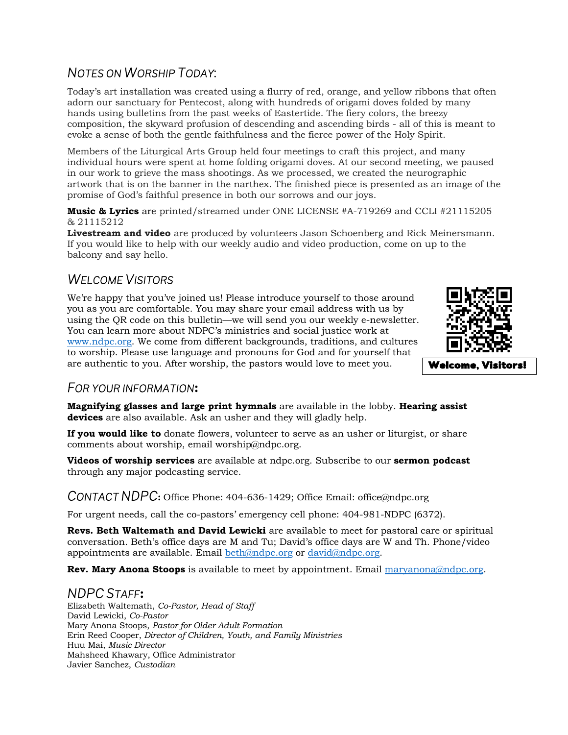## NOTES ON WORSHIP TODAY:

Today's art installation was created using a flurry of red, orange, and yellow ribbons that often adorn our sanctuary for Pentecost, along with hundreds of origami doves folded by many hands using bulletins from the past weeks of Eastertide. The fiery colors, the breezy composition, the skyward profusion of descending and ascending birds - all of this is meant to evoke a sense of both the gentle faithfulness and the fierce power of the Holy Spirit.

Members of the Liturgical Arts Group held four meetings to craft this project, and many individual hours were spent at home folding origami doves. At our second meeting, we paused in our work to grieve the mass shootings. As we processed, we created the neurographic artwork that is on the banner in the narthex. The finished piece is presented as an image of the promise of God's faithful presence in both our sorrows and our joys.

**Music & Lyrics** are printed/streamed under ONE LICENSE #A-719269 and CCLI #21115205 & 21115212
**Livestream and video** are produced by volunteers Jason Schoenberg and Rick Meinersmann. If you would like to help with our weekly audio and video production, come on up to the balcony and say hello.

## WELCOME VISITORS

We're happy that you've joined us! Please introduce yourself to those around you as you are comfortable. You may share your email address with us by using the QR code on this bulletin—we will send you our weekly e-newsletter. You can learn more about NDPC's ministries and social justice work at www.ndpc.org. We come from different backgrounds, traditions, and cultures to worship. Please use language and pronouns for God and for yourself that are authentic to you. After worship, the pastors would love to meet you.

**Welcome, Visitors!**

## FOR YOUR INFORMATION:

**Magnifying glasses and large print hymnals** are available in the lobby. **Hearing assist devices** are also available. Ask an usher and they will gladly help.

**If you would like to** donate flowers, volunteer to serve as an usher or liturgist, or share comments about worship, email worship@ndpc.org.

**Videos of worship services** are available at ndpc.org. Subscribe to our **sermon podcast** through any major podcasting service.

## CONTACT NDPC: Office Phone: 404-636-1429; Office Email: office@ndpc.org

For urgent needs, call the co-pastors' emergency cell phone: 404-981-NDPC (6372).

**Revs. Beth Waltemath and David Lewicki** are available to meet for pastoral care or spiritual conversation. Beth's office days are M and Tu; David's office days are W and Th. Phone/video appointments are available. Email beth@ndpc.org or david@ndpc.org.

**Rev. Mary Anona Stoops** is available to meet by appointment. Email maryanona@ndpc.org.

## NDPC STAFF:

Elizabeth Waltemath, *Co-Pastor, Head of Staff*
David Lewicki, *Co-Pastor*
Mary Anona Stoops, *Pastor for Older Adult Formation*
Erin Reed Cooper, *Director of Children, Youth, and Family Ministries*
Huu Mai, *Music Director*
Mahsheed Khawary, Office Administrator
Javier Sanchez, *Custodian*